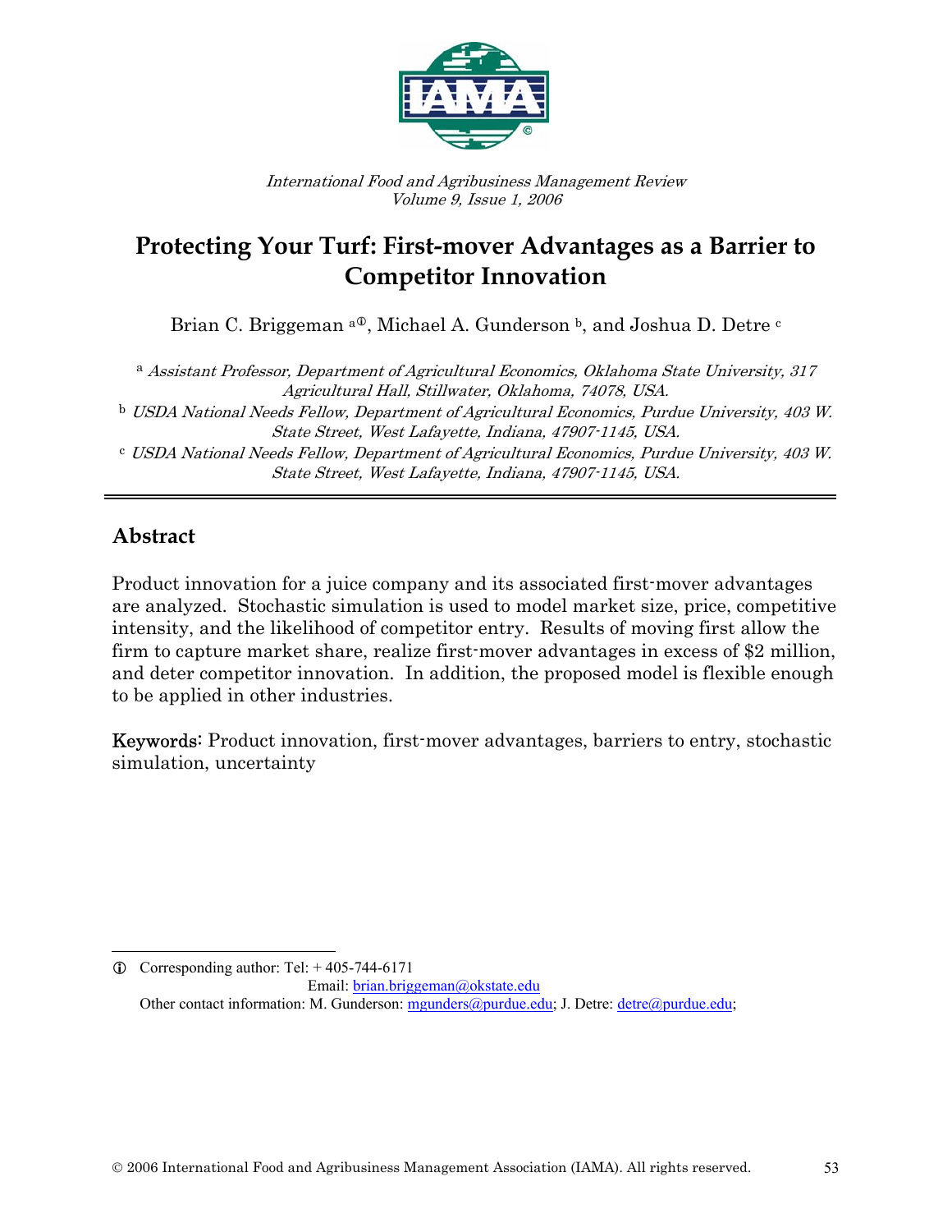International Food and Agribusiness Management Review
Volume 9, Issue 1, 2006

# Protecting Your Turf: First-mover Advantages as a Barrier to Competitor Innovation

Brian C. Briggeman [a①], Michael A. Gunderson [b], and Joshua D. Detre [c]

[a] *Assistant Professor, Department of Agricultural Economics, Oklahoma State University, 317 Agricultural Hall, Stillwater, Oklahoma, 74078, USA.*

[b] *USDA National Needs Fellow, Department of Agricultural Economics, Purdue University, 403 W. State Street, West Lafayette, Indiana, 47907-1145, USA.*

[c] *USDA National Needs Fellow, Department of Agricultural Economics, Purdue University, 403 W. State Street, West Lafayette, Indiana, 47907-1145, USA.*

## Abstract

Product innovation for a juice company and its associated first-mover advantages are analyzed. Stochastic simulation is used to model market size, price, competitive intensity, and the likelihood of competitor entry. Results of moving first allow the firm to capture market share, realize first-mover advantages in excess of $2 million, and deter competitor innovation. In addition, the proposed model is flexible enough to be applied in other industries.

**Keywords:** Product innovation, first-mover advantages, barriers to entry, stochastic simulation, uncertainty

① Corresponding author: Tel: + 405-744-6171
Email: brian.briggeman@okstate.edu
Other contact information: M. Gunderson: mgunders@purdue.edu; J. Detre: detre@purdue.edu;

© 2006 International Food and Agribusiness Management Association (IAMA). All rights reserved.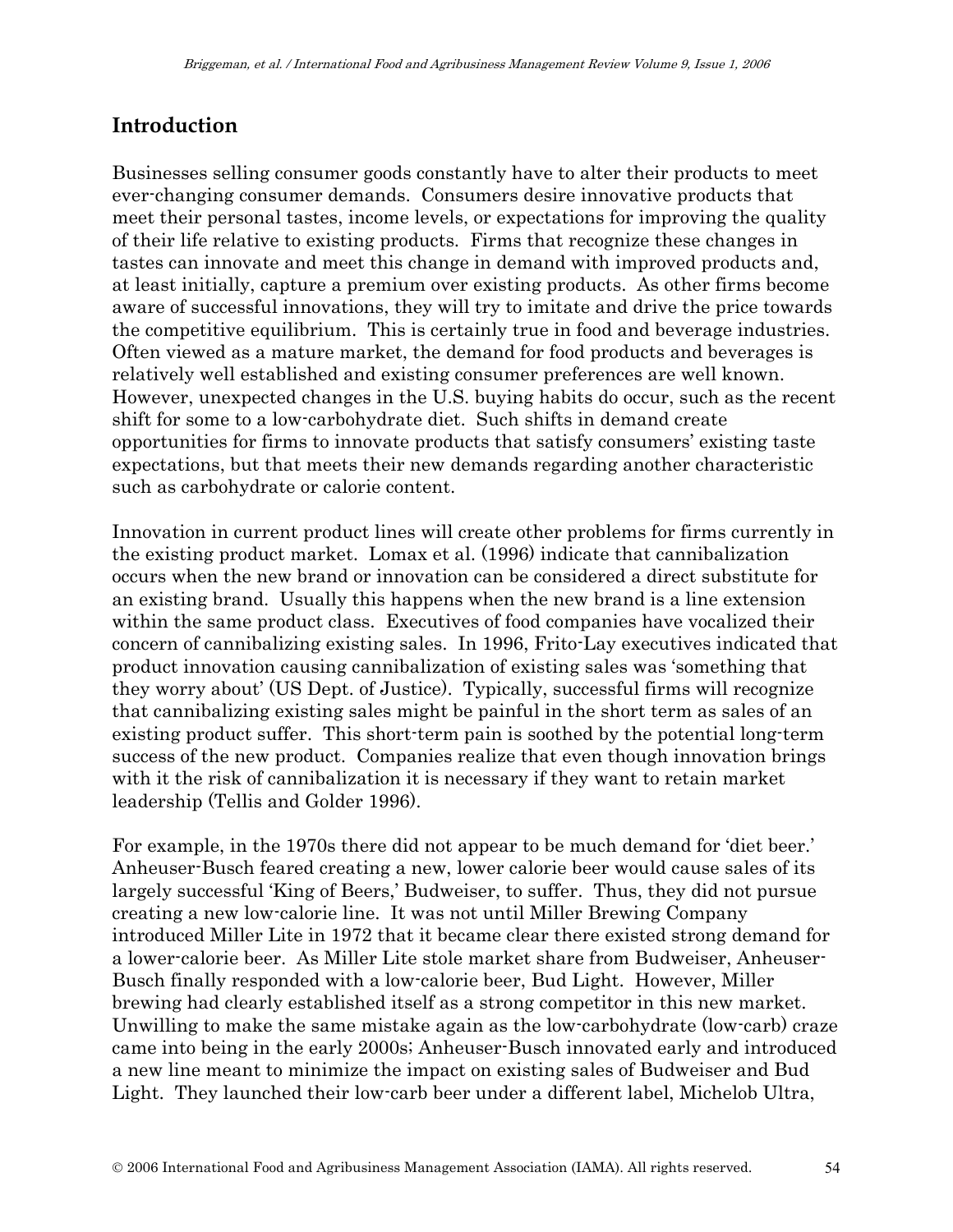## Introduction

Businesses selling consumer goods constantly have to alter their products to meet ever-changing consumer demands. Consumers desire innovative products that meet their personal tastes, income levels, or expectations for improving the quality of their life relative to existing products. Firms that recognize these changes in tastes can innovate and meet this change in demand with improved products and, at least initially, capture a premium over existing products. As other firms become aware of successful innovations, they will try to imitate and drive the price towards the competitive equilibrium. This is certainly true in food and beverage industries. Often viewed as a mature market, the demand for food products and beverages is relatively well established and existing consumer preferences are well known. However, unexpected changes in the U.S. buying habits do occur, such as the recent shift for some to a low-carbohydrate diet. Such shifts in demand create opportunities for firms to innovate products that satisfy consumers' existing taste expectations, but that meets their new demands regarding another characteristic such as carbohydrate or calorie content.

Innovation in current product lines will create other problems for firms currently in the existing product market. Lomax et al. (1996) indicate that cannibalization occurs when the new brand or innovation can be considered a direct substitute for an existing brand. Usually this happens when the new brand is a line extension within the same product class. Executives of food companies have vocalized their concern of cannibalizing existing sales. In 1996, Frito-Lay executives indicated that product innovation causing cannibalization of existing sales was 'something that they worry about' (US Dept. of Justice). Typically, successful firms will recognize that cannibalizing existing sales might be painful in the short term as sales of an existing product suffer. This short-term pain is soothed by the potential long-term success of the new product. Companies realize that even though innovation brings with it the risk of cannibalization it is necessary if they want to retain market leadership (Tellis and Golder 1996).

For example, in the 1970s there did not appear to be much demand for 'diet beer.' Anheuser-Busch feared creating a new, lower calorie beer would cause sales of its largely successful 'King of Beers,' Budweiser, to suffer. Thus, they did not pursue creating a new low-calorie line. It was not until Miller Brewing Company introduced Miller Lite in 1972 that it became clear there existed strong demand for a lower-calorie beer. As Miller Lite stole market share from Budweiser, Anheuser-Busch finally responded with a low-calorie beer, Bud Light. However, Miller brewing had clearly established itself as a strong competitor in this new market. Unwilling to make the same mistake again as the low-carbohydrate (low-carb) craze came into being in the early 2000s; Anheuser-Busch innovated early and introduced a new line meant to minimize the impact on existing sales of Budweiser and Bud Light. They launched their low-carb beer under a different label, Michelob Ultra,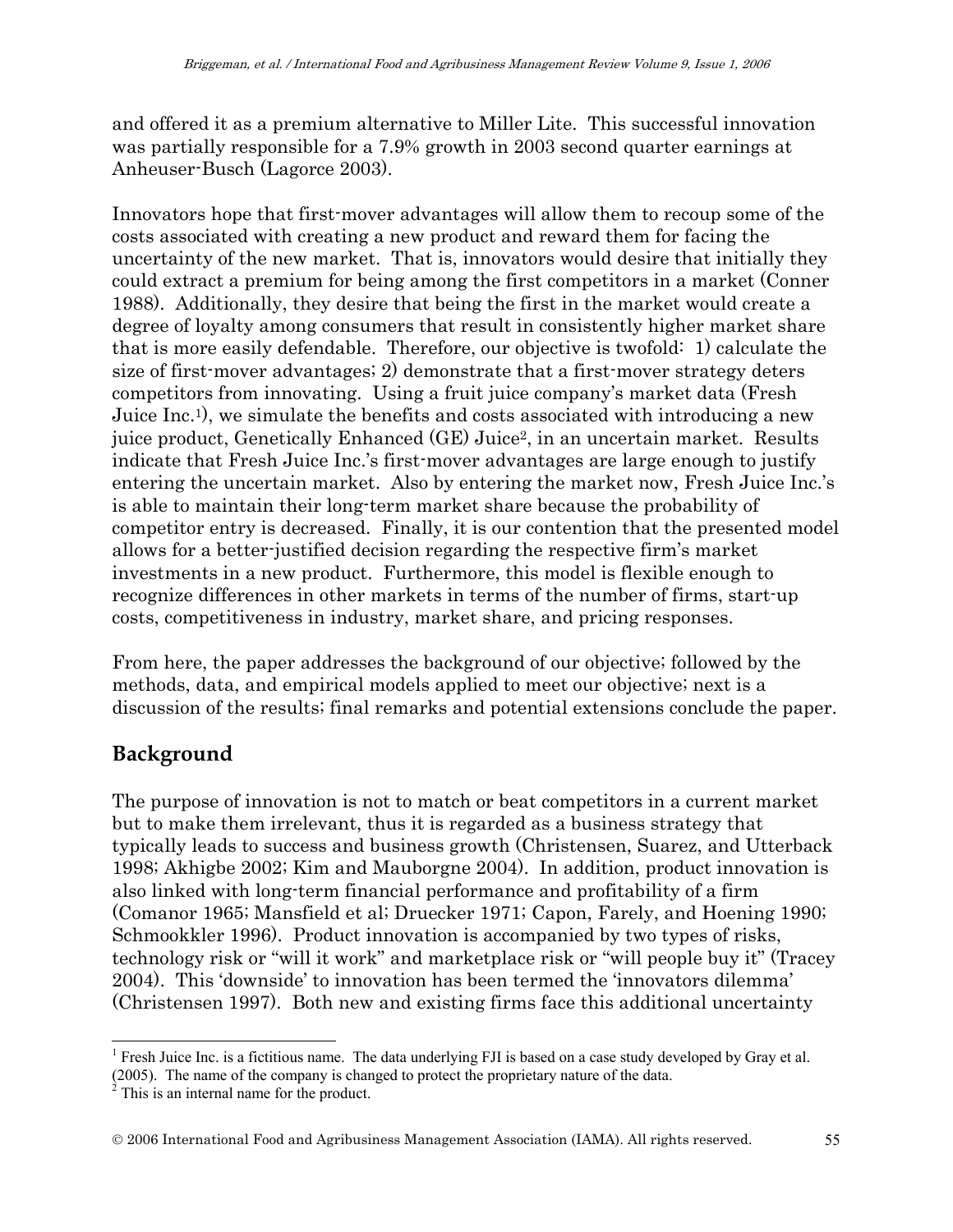and offered it as a premium alternative to Miller Lite. This successful innovation was partially responsible for a 7.9% growth in 2003 second quarter earnings at Anheuser-Busch (Lagorce 2003).

Innovators hope that first-mover advantages will allow them to recoup some of the costs associated with creating a new product and reward them for facing the uncertainty of the new market. That is, innovators would desire that initially they could extract a premium for being among the first competitors in a market (Conner 1988). Additionally, they desire that being the first in the market would create a degree of loyalty among consumers that result in consistently higher market share that is more easily defendable. Therefore, our objective is twofold: 1) calculate the size of first-mover advantages; 2) demonstrate that a first-mover strategy deters competitors from innovating. Using a fruit juice company's market data (Fresh Juice Inc.[1]), we simulate the benefits and costs associated with introducing a new juice product, Genetically Enhanced (GE) Juice[2], in an uncertain market. Results indicate that Fresh Juice Inc.'s first-mover advantages are large enough to justify entering the uncertain market. Also by entering the market now, Fresh Juice Inc.'s is able to maintain their long-term market share because the probability of competitor entry is decreased. Finally, it is our contention that the presented model allows for a better-justified decision regarding the respective firm's market investments in a new product. Furthermore, this model is flexible enough to recognize differences in other markets in terms of the number of firms, start-up costs, competitiveness in industry, market share, and pricing responses.

From here, the paper addresses the background of our objective; followed by the methods, data, and empirical models applied to meet our objective; next is a discussion of the results; final remarks and potential extensions conclude the paper.

## Background

The purpose of innovation is not to match or beat competitors in a current market but to make them irrelevant, thus it is regarded as a business strategy that typically leads to success and business growth (Christensen, Suarez, and Utterback 1998; Akhigbe 2002; Kim and Mauborgne 2004). In addition, product innovation is also linked with long-term financial performance and profitability of a firm (Comanor 1965; Mansfield et al; Druecker 1971; Capon, Farely, and Hoening 1990; Schmookkler 1996). Product innovation is accompanied by two types of risks, technology risk or "will it work" and marketplace risk or "will people buy it" (Tracey 2004). This 'downside' to innovation has been termed the 'innovators dilemma' (Christensen 1997). Both new and existing firms face this additional uncertainty

[1] Fresh Juice Inc. is a fictitious name. The data underlying FJI is based on a case study developed by Gray et al. (2005). The name of the company is changed to protect the proprietary nature of the data.

[2] This is an internal name for the product.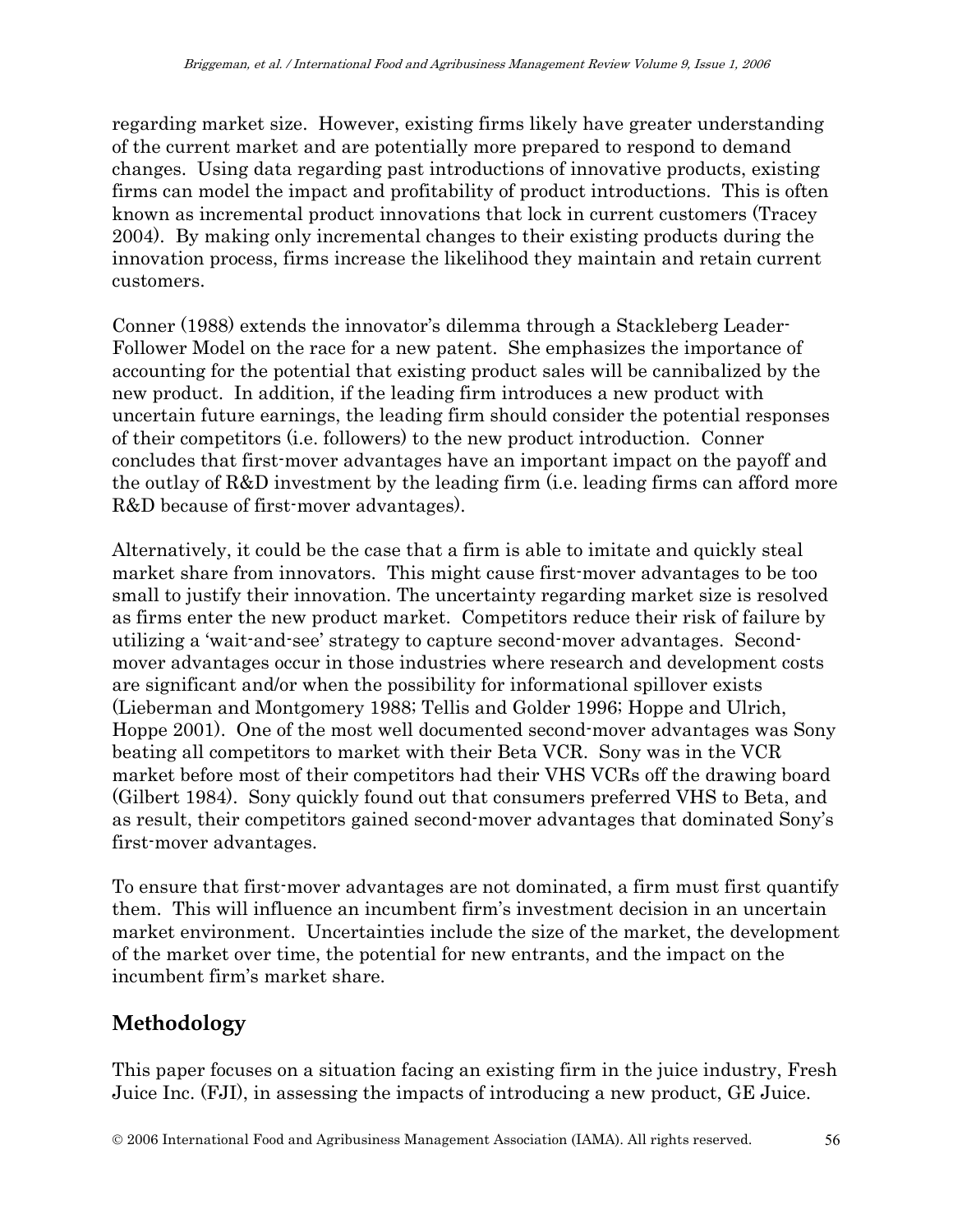regarding market size. However, existing firms likely have greater understanding of the current market and are potentially more prepared to respond to demand changes. Using data regarding past introductions of innovative products, existing firms can model the impact and profitability of product introductions. This is often known as incremental product innovations that lock in current customers (Tracey 2004). By making only incremental changes to their existing products during the innovation process, firms increase the likelihood they maintain and retain current customers.

Conner (1988) extends the innovator's dilemma through a Stackleberg Leader-Follower Model on the race for a new patent. She emphasizes the importance of accounting for the potential that existing product sales will be cannibalized by the new product. In addition, if the leading firm introduces a new product with uncertain future earnings, the leading firm should consider the potential responses of their competitors (i.e. followers) to the new product introduction. Conner concludes that first-mover advantages have an important impact on the payoff and the outlay of R&D investment by the leading firm (i.e. leading firms can afford more R&D because of first-mover advantages).

Alternatively, it could be the case that a firm is able to imitate and quickly steal market share from innovators. This might cause first-mover advantages to be too small to justify their innovation. The uncertainty regarding market size is resolved as firms enter the new product market. Competitors reduce their risk of failure by utilizing a 'wait-and-see' strategy to capture second-mover advantages. Second-mover advantages occur in those industries where research and development costs are significant and/or when the possibility for informational spillover exists (Lieberman and Montgomery 1988; Tellis and Golder 1996; Hoppe and Ulrich, Hoppe 2001). One of the most well documented second-mover advantages was Sony beating all competitors to market with their Beta VCR. Sony was in the VCR market before most of their competitors had their VHS VCRs off the drawing board (Gilbert 1984). Sony quickly found out that consumers preferred VHS to Beta, and as result, their competitors gained second-mover advantages that dominated Sony's first-mover advantages.

To ensure that first-mover advantages are not dominated, a firm must first quantify them. This will influence an incumbent firm's investment decision in an uncertain market environment. Uncertainties include the size of the market, the development of the market over time, the potential for new entrants, and the impact on the incumbent firm's market share.

## Methodology

This paper focuses on a situation facing an existing firm in the juice industry, Fresh Juice Inc. (FJI), in assessing the impacts of introducing a new product, GE Juice.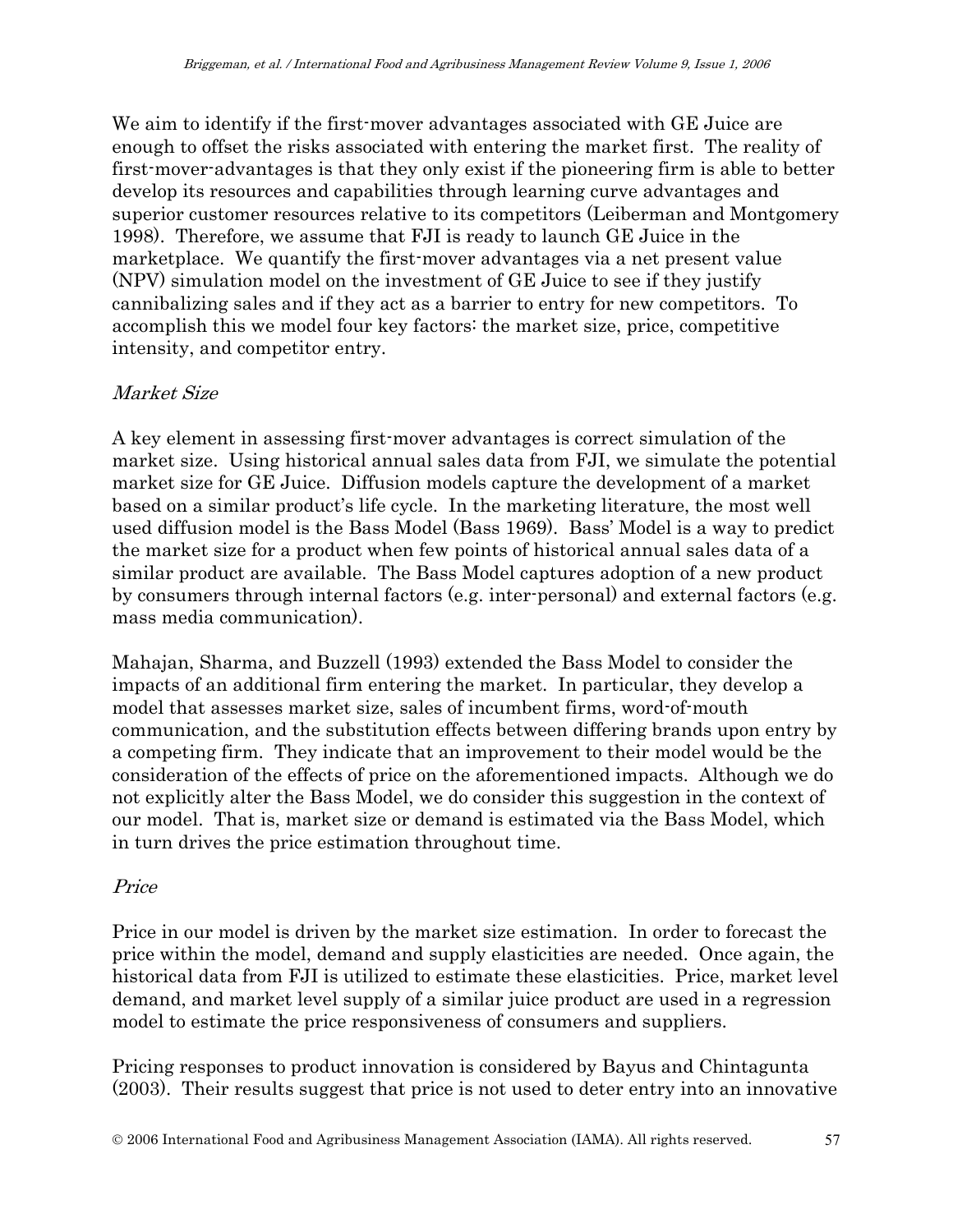We aim to identify if the first-mover advantages associated with GE Juice are enough to offset the risks associated with entering the market first. The reality of first-mover-advantages is that they only exist if the pioneering firm is able to better develop its resources and capabilities through learning curve advantages and superior customer resources relative to its competitors (Leiberman and Montgomery 1998). Therefore, we assume that FJI is ready to launch GE Juice in the marketplace. We quantify the first-mover advantages via a net present value (NPV) simulation model on the investment of GE Juice to see if they justify cannibalizing sales and if they act as a barrier to entry for new competitors. To accomplish this we model four key factors: the market size, price, competitive intensity, and competitor entry.

*Market Size*

A key element in assessing first-mover advantages is correct simulation of the market size. Using historical annual sales data from FJI, we simulate the potential market size for GE Juice. Diffusion models capture the development of a market based on a similar product's life cycle. In the marketing literature, the most well used diffusion model is the Bass Model (Bass 1969). Bass' Model is a way to predict the market size for a product when few points of historical annual sales data of a similar product are available. The Bass Model captures adoption of a new product by consumers through internal factors (e.g. inter-personal) and external factors (e.g. mass media communication).

Mahajan, Sharma, and Buzzell (1993) extended the Bass Model to consider the impacts of an additional firm entering the market. In particular, they develop a model that assesses market size, sales of incumbent firms, word-of-mouth communication, and the substitution effects between differing brands upon entry by a competing firm. They indicate that an improvement to their model would be the consideration of the effects of price on the aforementioned impacts. Although we do not explicitly alter the Bass Model, we do consider this suggestion in the context of our model. That is, market size or demand is estimated via the Bass Model, which in turn drives the price estimation throughout time.

*Price*

Price in our model is driven by the market size estimation. In order to forecast the price within the model, demand and supply elasticities are needed. Once again, the historical data from FJI is utilized to estimate these elasticities. Price, market level demand, and market level supply of a similar juice product are used in a regression model to estimate the price responsiveness of consumers and suppliers.

Pricing responses to product innovation is considered by Bayus and Chintagunta (2003). Their results suggest that price is not used to deter entry into an innovative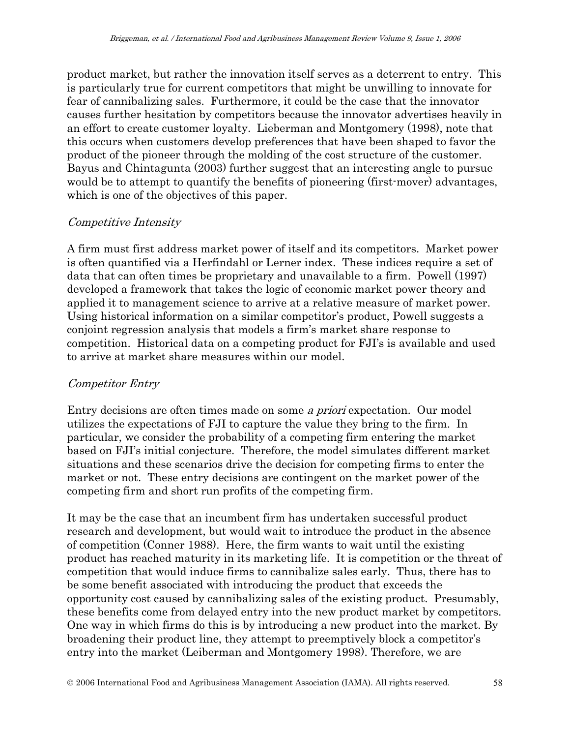product market, but rather the innovation itself serves as a deterrent to entry. This is particularly true for current competitors that might be unwilling to innovate for fear of cannibalizing sales. Furthermore, it could be the case that the innovator causes further hesitation by competitors because the innovator advertises heavily in an effort to create customer loyalty. Lieberman and Montgomery (1998), note that this occurs when customers develop preferences that have been shaped to favor the product of the pioneer through the molding of the cost structure of the customer. Bayus and Chintagunta (2003) further suggest that an interesting angle to pursue would be to attempt to quantify the benefits of pioneering (first-mover) advantages, which is one of the objectives of this paper.

### *Competitive Intensity*

A firm must first address market power of itself and its competitors. Market power is often quantified via a Herfindahl or Lerner index. These indices require a set of data that can often times be proprietary and unavailable to a firm. Powell (1997) developed a framework that takes the logic of economic market power theory and applied it to management science to arrive at a relative measure of market power. Using historical information on a similar competitor's product, Powell suggests a conjoint regression analysis that models a firm's market share response to competition. Historical data on a competing product for FJI's is available and used to arrive at market share measures within our model.

### *Competitor Entry*

Entry decisions are often times made on some *a priori* expectation. Our model utilizes the expectations of FJI to capture the value they bring to the firm. In particular, we consider the probability of a competing firm entering the market based on FJI's initial conjecture. Therefore, the model simulates different market situations and these scenarios drive the decision for competing firms to enter the market or not. These entry decisions are contingent on the market power of the competing firm and short run profits of the competing firm.

It may be the case that an incumbent firm has undertaken successful product research and development, but would wait to introduce the product in the absence of competition (Conner 1988). Here, the firm wants to wait until the existing product has reached maturity in its marketing life. It is competition or the threat of competition that would induce firms to cannibalize sales early. Thus, there has to be some benefit associated with introducing the product that exceeds the opportunity cost caused by cannibalizing sales of the existing product. Presumably, these benefits come from delayed entry into the new product market by competitors. One way in which firms do this is by introducing a new product into the market. By broadening their product line, they attempt to preemptively block a competitor's entry into the market (Leiberman and Montgomery 1998). Therefore, we are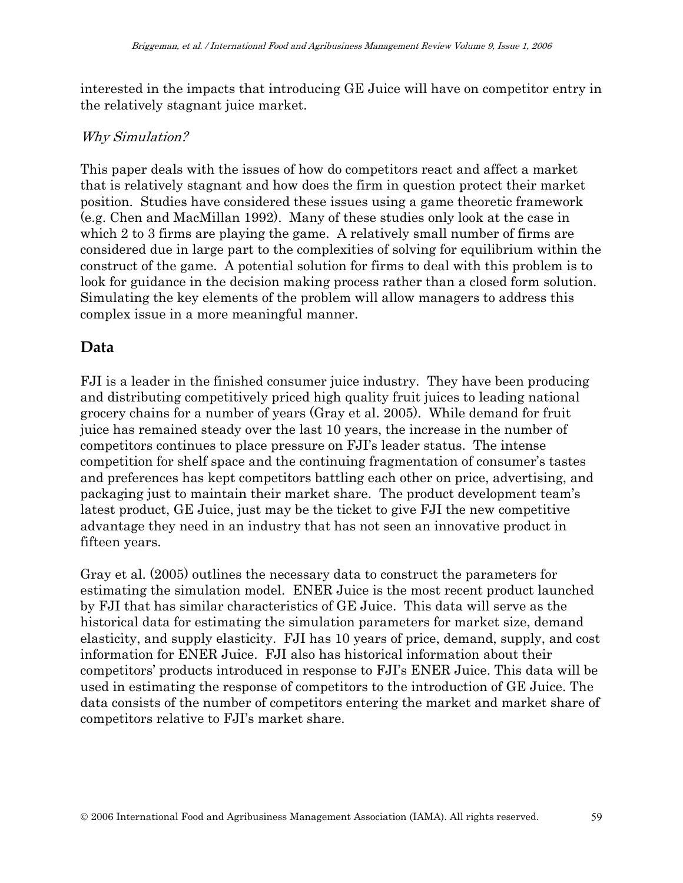interested in the impacts that introducing GE Juice will have on competitor entry in the relatively stagnant juice market.

### *Why Simulation?*

This paper deals with the issues of how do competitors react and affect a market that is relatively stagnant and how does the firm in question protect their market position. Studies have considered these issues using a game theoretic framework (e.g. Chen and MacMillan 1992). Many of these studies only look at the case in which 2 to 3 firms are playing the game. A relatively small number of firms are considered due in large part to the complexities of solving for equilibrium within the construct of the game. A potential solution for firms to deal with this problem is to look for guidance in the decision making process rather than a closed form solution. Simulating the key elements of the problem will allow managers to address this complex issue in a more meaningful manner.

## Data

FJI is a leader in the finished consumer juice industry. They have been producing and distributing competitively priced high quality fruit juices to leading national grocery chains for a number of years (Gray et al. 2005). While demand for fruit juice has remained steady over the last 10 years, the increase in the number of competitors continues to place pressure on FJI's leader status. The intense competition for shelf space and the continuing fragmentation of consumer's tastes and preferences has kept competitors battling each other on price, advertising, and packaging just to maintain their market share. The product development team's latest product, GE Juice, just may be the ticket to give FJI the new competitive advantage they need in an industry that has not seen an innovative product in fifteen years.

Gray et al. (2005) outlines the necessary data to construct the parameters for estimating the simulation model. ENER Juice is the most recent product launched by FJI that has similar characteristics of GE Juice. This data will serve as the historical data for estimating the simulation parameters for market size, demand elasticity, and supply elasticity. FJI has 10 years of price, demand, supply, and cost information for ENER Juice. FJI also has historical information about their competitors' products introduced in response to FJI's ENER Juice. This data will be used in estimating the response of competitors to the introduction of GE Juice. The data consists of the number of competitors entering the market and market share of competitors relative to FJI's market share.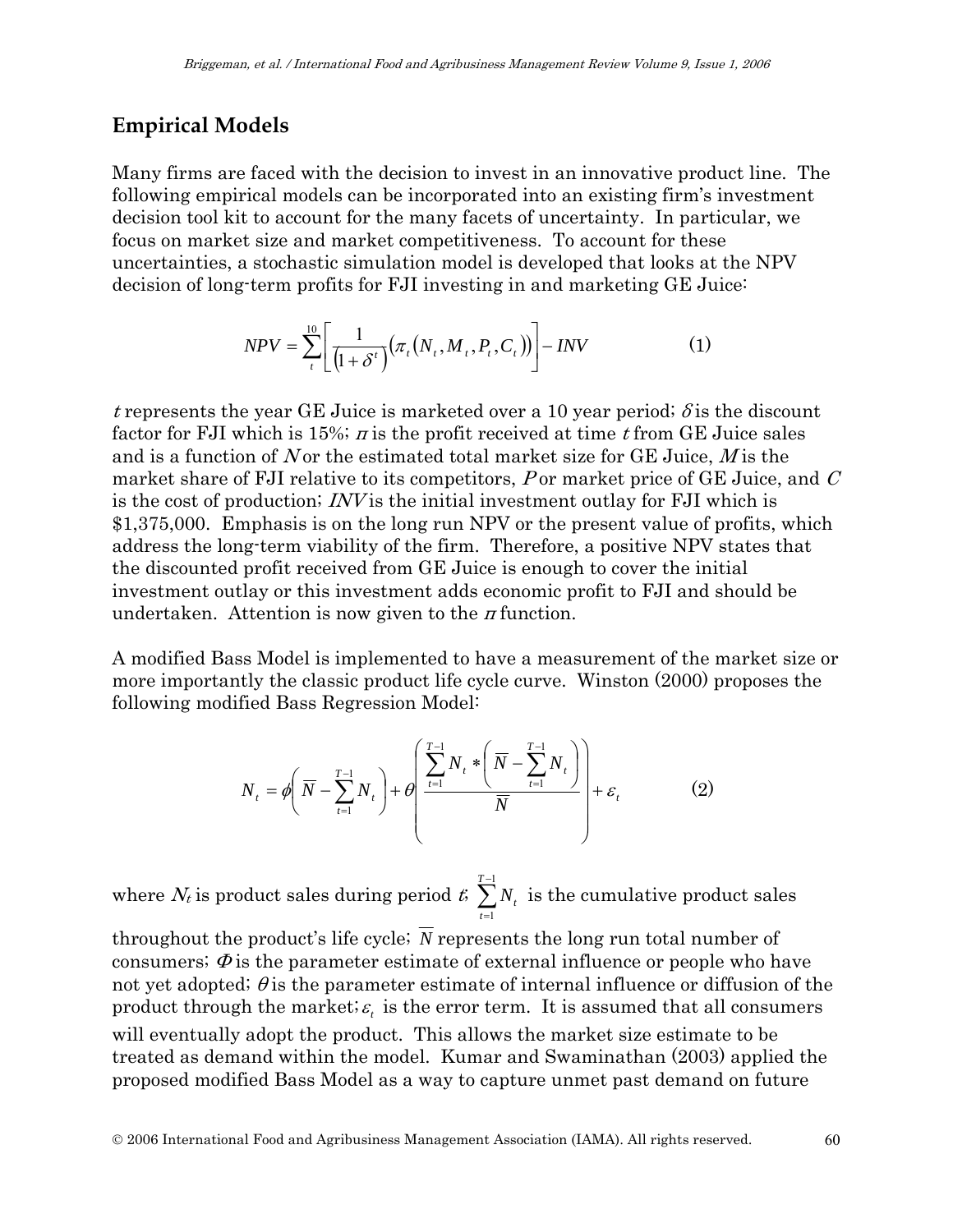## Empirical Models

Many firms are faced with the decision to invest in an innovative product line. The following empirical models can be incorporated into an existing firm's investment decision tool kit to account for the many facets of uncertainty. In particular, we focus on market size and market competitiveness. To account for these uncertainties, a stochastic simulation model is developed that looks at the NPV decision of long-term profits for FJI investing in and marketing GE Juice:

$$NPV = \sum_{t}^{10}\left[\frac{1}{\left(1+\delta^{t}\right)}\left(\pi_{t}\left(N_{t}, M_{t}, P_{t}, C_{t}\right)\right)\right] - INV \qquad (1)$$

$t$ represents the year GE Juice is marketed over a 10 year period; $\delta$ is the discount factor for FJI which is 15%; $\pi$ is the profit received at time $t$ from GE Juice sales and is a function of $N$ or the estimated total market size for GE Juice, $M$ is the market share of FJI relative to its competitors, $P$ or market price of GE Juice, and $C$ is the cost of production; $INV$ is the initial investment outlay for FJI which is $1,375,000. Emphasis is on the long run NPV or the present value of profits, which address the long-term viability of the firm. Therefore, a positive NPV states that the discounted profit received from GE Juice is enough to cover the initial investment outlay or this investment adds economic profit to FJI and should be undertaken. Attention is now given to the $\pi$ function.

A modified Bass Model is implemented to have a measurement of the market size or more importantly the classic product life cycle curve. Winston (2000) proposes the following modified Bass Regression Model:

$$N_{t} = \phi\left(\overline{N} - \sum_{t=1}^{T-1} N_{t}\right) + \theta\left(\frac{\sum_{t=1}^{T-1} N_{t} * \left(\overline{N} - \sum_{t=1}^{T-1} N_{t}\right)}{\overline{N}}\right) + \varepsilon_{t} \qquad (2)$$

where $N_t$ is product sales during period $t$; $\sum_{t=1}^{T-1} N_{t}$ is the cumulative product sales throughout the product's life cycle; $\overline{N}$ represents the long run total number of consumers; $\Phi$ is the parameter estimate of external influence or people who have not yet adopted; $\theta$ is the parameter estimate of internal influence or diffusion of the product through the market; $\varepsilon_t$ is the error term. It is assumed that all consumers will eventually adopt the product. This allows the market size estimate to be treated as demand within the model. Kumar and Swaminathan (2003) applied the proposed modified Bass Model as a way to capture unmet past demand on future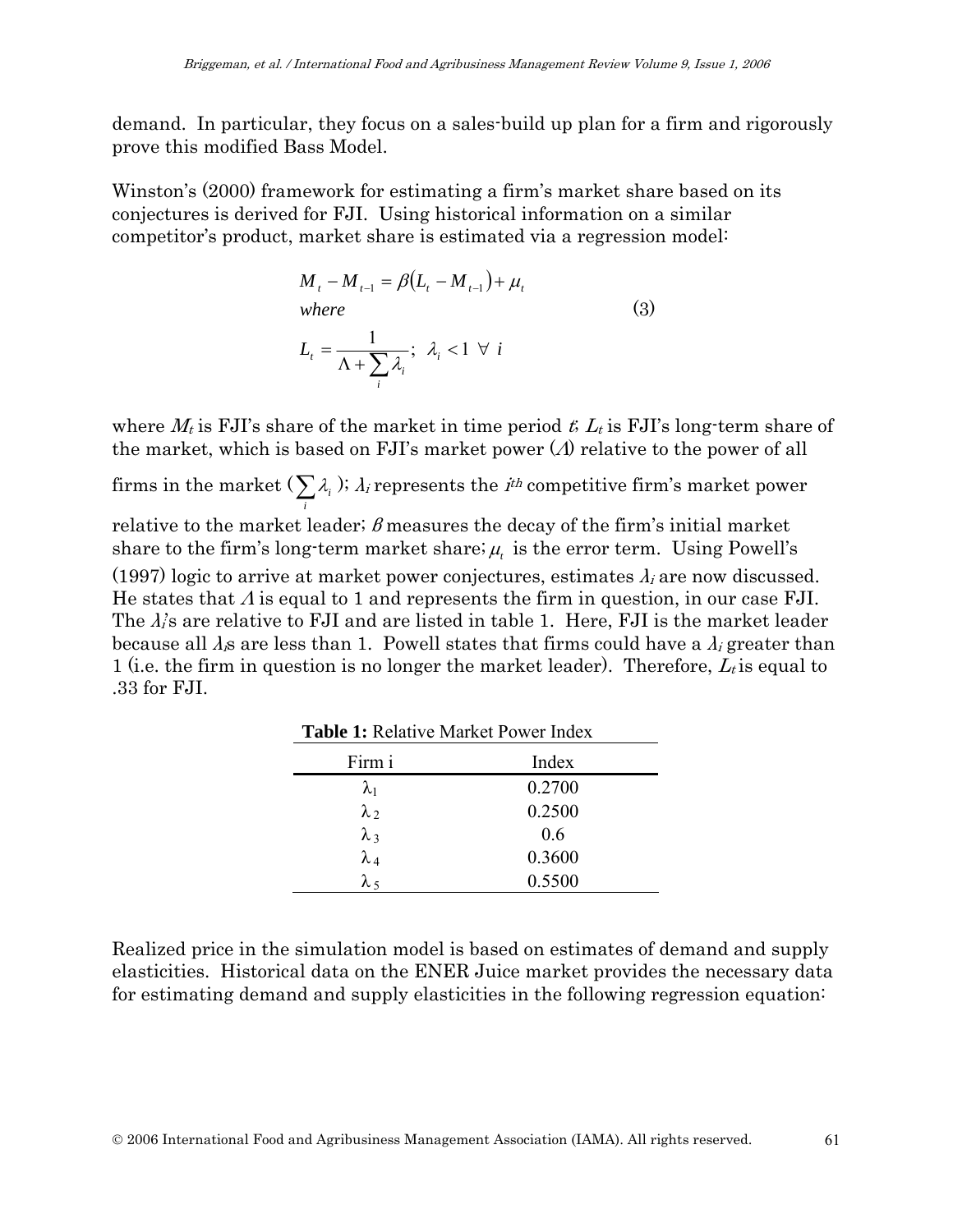demand. In particular, they focus on a sales-build up plan for a firm and rigorously prove this modified Bass Model.

Winston's (2000) framework for estimating a firm's market share based on its conjectures is derived for FJI. Using historical information on a similar competitor's product, market share is estimated via a regression model:

$$
\begin{aligned}
&M_t - M_{t-1} = \beta\left(L_t - M_{t-1}\right) + \mu_t \\
&where \\
&L_t = \frac{1}{\Lambda + \sum_i \lambda_i}; \;\; \lambda_i < 1 \;\; \forall \;\; i
\end{aligned}
\tag{3}
$$

where $M_t$ is FJI's share of the market in time period $t$; $L_t$ is FJI's long-term share of the market, which is based on FJI's market power ($\Lambda$) relative to the power of all firms in the market ($\sum_i \lambda_i$); $\lambda_i$ represents the $i^{th}$ competitive firm's market power relative to the market leader; $\beta$ measures the decay of the firm's initial market share to the firm's long-term market share; $\mu_t$ is the error term. Using Powell's (1997) logic to arrive at market power conjectures, estimates $\lambda_i$ are now discussed. He states that $\Lambda$ is equal to 1 and represents the firm in question, in our case FJI. The $\lambda_i$'s are relative to FJI and are listed in table 1. Here, FJI is the market leader because all $\lambda_i$s are less than 1. Powell states that firms could have a $\lambda_i$ greater than 1 (i.e. the firm in question is no longer the market leader). Therefore, $L_t$ is equal to .33 for FJI.

**Table 1:** Relative Market Power Index

| Firm i | Index |
|---|---|
| $\lambda_1$ | 0.2700 |
| $\lambda_2$ | 0.2500 |
| $\lambda_3$ | 0.6 |
| $\lambda_4$ | 0.3600 |
| $\lambda_5$ | 0.5500 |

Realized price in the simulation model is based on estimates of demand and supply elasticities. Historical data on the ENER Juice market provides the necessary data for estimating demand and supply elasticities in the following regression equation: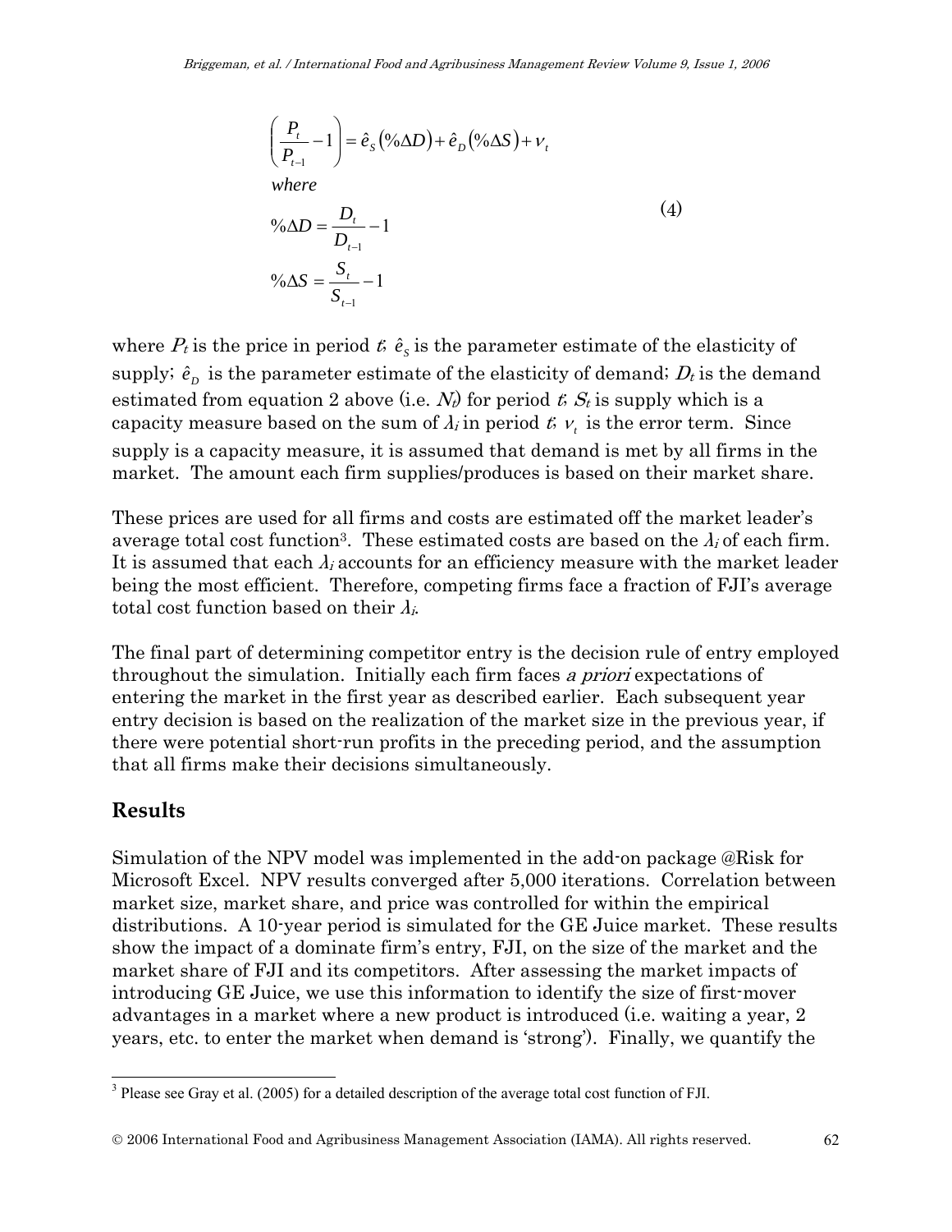$$\left(\frac{P_t}{P_{t-1}} - 1\right) = \hat{e}_S\left(\%\Delta D\right) + \hat{e}_D\left(\%\Delta S\right) + \nu_t$$

$$\text{where} \quad \%\Delta D = \frac{D_t}{D_{t-1}} - 1 \qquad \%\Delta S = \frac{S_t}{S_{t-1}} - 1 \tag{4}$$

where $P_t$ is the price in period $t$; $\hat{e}_S$ is the parameter estimate of the elasticity of supply; $\hat{e}_D$ is the parameter estimate of the elasticity of demand; $D_t$ is the demand estimated from equation 2 above (i.e. $N_t$) for period $t$; $S_t$ is supply which is a capacity measure based on the sum of $\lambda_i$ in period $t$; $\nu_t$ is the error term. Since supply is a capacity measure, it is assumed that demand is met by all firms in the market. The amount each firm supplies/produces is based on their market share.

These prices are used for all firms and costs are estimated off the market leader's average total cost function[3]. These estimated costs are based on the $\lambda_i$ of each firm. It is assumed that each $\lambda_i$ accounts for an efficiency measure with the market leader being the most efficient. Therefore, competing firms face a fraction of FJI's average total cost function based on their $\lambda_i$.

The final part of determining competitor entry is the decision rule of entry employed throughout the simulation. Initially each firm faces *a priori* expectations of entering the market in the first year as described earlier. Each subsequent year entry decision is based on the realization of the market size in the previous year, if there were potential short-run profits in the preceding period, and the assumption that all firms make their decisions simultaneously.

## Results

Simulation of the NPV model was implemented in the add-on package @Risk for Microsoft Excel. NPV results converged after 5,000 iterations. Correlation between market size, market share, and price was controlled for within the empirical distributions. A 10-year period is simulated for the GE Juice market. These results show the impact of a dominate firm's entry, FJI, on the size of the market and the market share of FJI and its competitors. After assessing the market impacts of introducing GE Juice, we use this information to identify the size of first-mover advantages in a market where a new product is introduced (i.e. waiting a year, 2 years, etc. to enter the market when demand is 'strong'). Finally, we quantify the

[3] Please see Gray et al. (2005) for a detailed description of the average total cost function of FJI.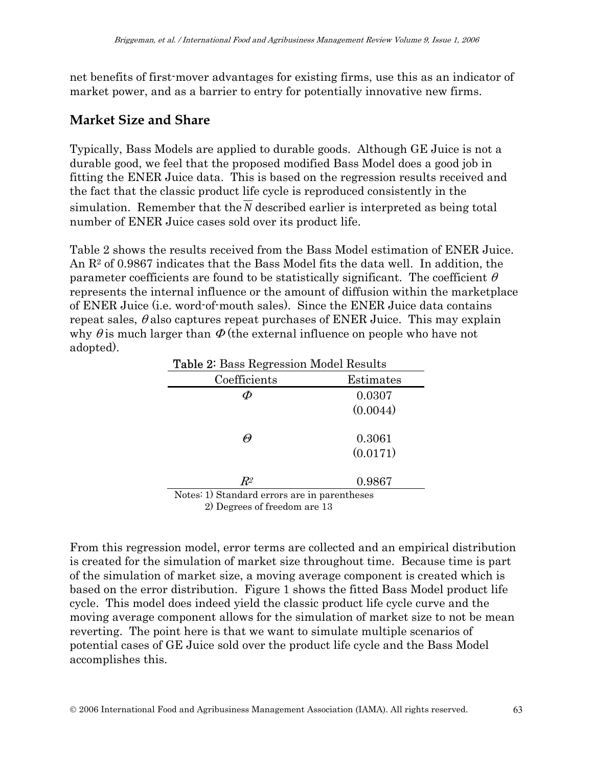net benefits of first-mover advantages for existing firms, use this as an indicator of market power, and as a barrier to entry for potentially innovative new firms.

## Market Size and Share

Typically, Bass Models are applied to durable goods. Although GE Juice is not a durable good, we feel that the proposed modified Bass Model does a good job in fitting the ENER Juice data. This is based on the regression results received and the fact that the classic product life cycle is reproduced consistently in the simulation. Remember that the $\overline{N}$ described earlier is interpreted as being total number of ENER Juice cases sold over its product life.

Table 2 shows the results received from the Bass Model estimation of ENER Juice. An $R^2$ of 0.9867 indicates that the Bass Model fits the data well. In addition, the parameter coefficients are found to be statistically significant. The coefficient $\theta$ represents the internal influence or the amount of diffusion within the marketplace of ENER Juice (i.e. word-of-mouth sales). Since the ENER Juice data contains repeat sales, $\theta$ also captures repeat purchases of ENER Juice. This may explain why $\theta$ is much larger than $\Phi$ (the external influence on people who have not adopted).

**Table 2:** Bass Regression Model Results

| Coefficients | Estimates |
|---|---|
| $\Phi$ | 0.0307 |
| | (0.0044) |
| $\Theta$ | 0.3061 |
| | (0.0171) |
| $R^2$ | 0.9867 |

Notes: 1) Standard errors are in parentheses
2) Degrees of freedom are 13

From this regression model, error terms are collected and an empirical distribution is created for the simulation of market size throughout time. Because time is part of the simulation of market size, a moving average component is created which is based on the error distribution. Figure 1 shows the fitted Bass Model product life cycle. This model does indeed yield the classic product life cycle curve and the moving average component allows for the simulation of market size to not be mean reverting. The point here is that we want to simulate multiple scenarios of potential cases of GE Juice sold over the product life cycle and the Bass Model accomplishes this.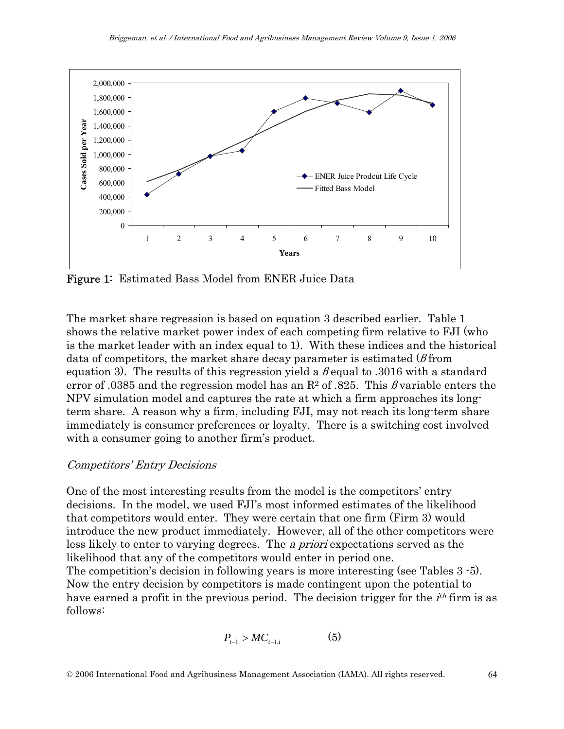Figure 1: Estimated Bass Model from ENER Juice Data

The market share regression is based on equation 3 described earlier. Table 1 shows the relative market power index of each competing firm relative to FJI (who is the market leader with an index equal to 1). With these indices and the historical data of competitors, the market share decay parameter is estimated ($\beta$ from equation 3). The results of this regression yield a $\beta$ equal to .3016 with a standard error of .0385 and the regression model has an $R^2$ of .825. This $\beta$ variable enters the NPV simulation model and captures the rate at which a firm approaches its long-term share. A reason why a firm, including FJI, may not reach its long-term share immediately is consumer preferences or loyalty. There is a switching cost involved with a consumer going to another firm's product.

### *Competitors' Entry Decisions*

One of the most interesting results from the model is the competitors' entry decisions. In the model, we used FJI's most informed estimates of the likelihood that competitors would enter. They were certain that one firm (Firm 3) would introduce the new product immediately. However, all of the other competitors were less likely to enter to varying degrees. The *a priori* expectations served as the likelihood that any of the competitors would enter in period one.

The competition's decision in following years is more interesting (see Tables 3 -5). Now the entry decision by competitors is made contingent upon the potential to have earned a profit in the previous period. The decision trigger for the $i^{th}$ firm is as follows:

$$P_{t-1} > MC_{t-1,i} \qquad (5)$$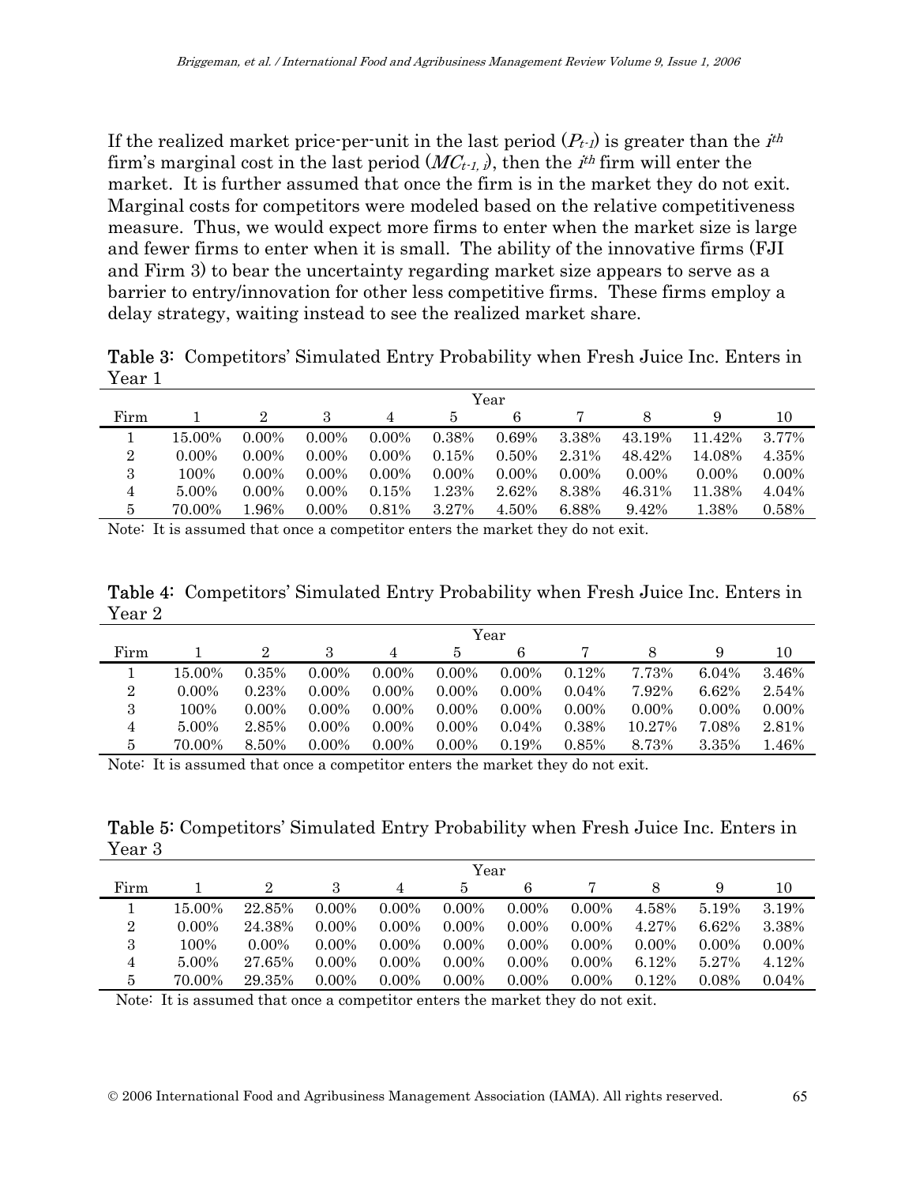If the realized market price-per-unit in the last period ($P_{t-1}$) is greater than the $i^{th}$ firm's marginal cost in the last period ($MC_{t-1,\,i}$), then the $i^{th}$ firm will enter the market. It is further assumed that once the firm is in the market they do not exit. Marginal costs for competitors were modeled based on the relative competitiveness measure. Thus, we would expect more firms to enter when the market size is large and fewer firms to enter when it is small. The ability of the innovative firms (FJI and Firm 3) to bear the uncertainty regarding market size appears to serve as a barrier to entry/innovation for other less competitive firms. These firms employ a delay strategy, waiting instead to see the realized market share.

**Table 3:** Competitors' Simulated Entry Probability when Fresh Juice Inc. Enters in Year 1

| | Year | | | | | | | | | |
|---|---|---|---|---|---|---|---|---|---|---|
| Firm | 1 | 2 | 3 | 4 | 5 | 6 | 7 | 8 | 9 | 10 |
| 1 | 15.00% | 0.00% | 0.00% | 0.00% | 0.38% | 0.69% | 3.38% | 43.19% | 11.42% | 3.77% |
| 2 | 0.00% | 0.00% | 0.00% | 0.00% | 0.15% | 0.50% | 2.31% | 48.42% | 14.08% | 4.35% |
| 3 | 100% | 0.00% | 0.00% | 0.00% | 0.00% | 0.00% | 0.00% | 0.00% | 0.00% | 0.00% |
| 4 | 5.00% | 0.00% | 0.00% | 0.15% | 1.23% | 2.62% | 8.38% | 46.31% | 11.38% | 4.04% |
| 5 | 70.00% | 1.96% | 0.00% | 0.81% | 3.27% | 4.50% | 6.88% | 9.42% | 1.38% | 0.58% |

Note: It is assumed that once a competitor enters the market they do not exit.

**Table 4:** Competitors' Simulated Entry Probability when Fresh Juice Inc. Enters in Year 2

| | Year | | | | | | | | | |
|---|---|---|---|---|---|---|---|---|---|---|
| Firm | 1 | 2 | 3 | 4 | 5 | 6 | 7 | 8 | 9 | 10 |
| 1 | 15.00% | 0.35% | 0.00% | 0.00% | 0.00% | 0.00% | 0.12% | 7.73% | 6.04% | 3.46% |
| 2 | 0.00% | 0.23% | 0.00% | 0.00% | 0.00% | 0.00% | 0.04% | 7.92% | 6.62% | 2.54% |
| 3 | 100% | 0.00% | 0.00% | 0.00% | 0.00% | 0.00% | 0.00% | 0.00% | 0.00% | 0.00% |
| 4 | 5.00% | 2.85% | 0.00% | 0.00% | 0.00% | 0.04% | 0.38% | 10.27% | 7.08% | 2.81% |
| 5 | 70.00% | 8.50% | 0.00% | 0.00% | 0.00% | 0.19% | 0.85% | 8.73% | 3.35% | 1.46% |

Note: It is assumed that once a competitor enters the market they do not exit.

**Table 5:** Competitors' Simulated Entry Probability when Fresh Juice Inc. Enters in Year 3

| | Year | | | | | | | | | |
|---|---|---|---|---|---|---|---|---|---|---|
| Firm | 1 | 2 | 3 | 4 | 5 | 6 | 7 | 8 | 9 | 10 |
| 1 | 15.00% | 22.85% | 0.00% | 0.00% | 0.00% | 0.00% | 0.00% | 4.58% | 5.19% | 3.19% |
| 2 | 0.00% | 24.38% | 0.00% | 0.00% | 0.00% | 0.00% | 0.00% | 4.27% | 6.62% | 3.38% |
| 3 | 100% | 0.00% | 0.00% | 0.00% | 0.00% | 0.00% | 0.00% | 0.00% | 0.00% | 0.00% |
| 4 | 5.00% | 27.65% | 0.00% | 0.00% | 0.00% | 0.00% | 0.00% | 6.12% | 5.27% | 4.12% |
| 5 | 70.00% | 29.35% | 0.00% | 0.00% | 0.00% | 0.00% | 0.00% | 0.12% | 0.08% | 0.04% |

Note: It is assumed that once a competitor enters the market they do not exit.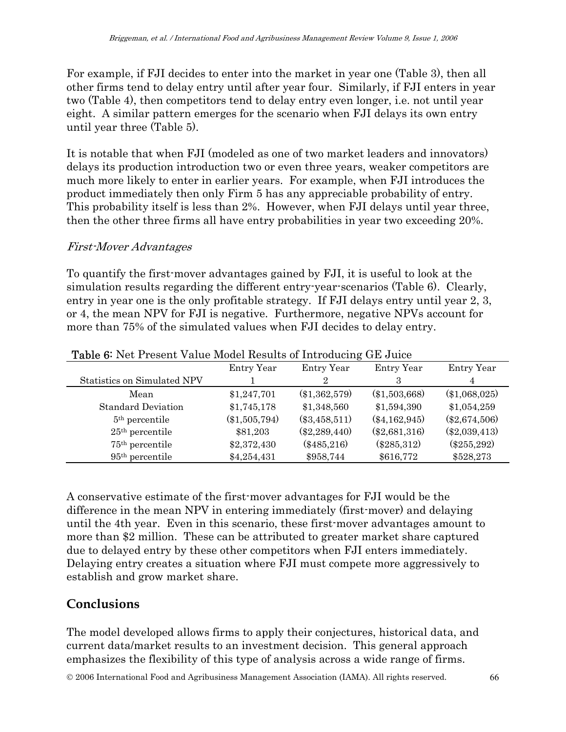For example, if FJI decides to enter into the market in year one (Table 3), then all other firms tend to delay entry until after year four. Similarly, if FJI enters in year two (Table 4), then competitors tend to delay entry even longer, i.e. not until year eight. A similar pattern emerges for the scenario when FJI delays its own entry until year three (Table 5).

It is notable that when FJI (modeled as one of two market leaders and innovators) delays its production introduction two or even three years, weaker competitors are much more likely to enter in earlier years. For example, when FJI introduces the product immediately then only Firm 5 has any appreciable probability of entry. This probability itself is less than 2%. However, when FJI delays until year three, then the other three firms all have entry probabilities in year two exceeding 20%.

### *First-Mover Advantages*

To quantify the first-mover advantages gained by FJI, it is useful to look at the simulation results regarding the different entry-year-scenarios (Table 6). Clearly, entry in year one is the only profitable strategy. If FJI delays entry until year 2, 3, or 4, the mean NPV for FJI is negative. Furthermore, negative NPVs account for more than 75% of the simulated values when FJI decides to delay entry.

**Table 6**: Net Present Value Model Results of Introducing GE Juice

| Statistics on Simulated NPV | Entry Year 1 | Entry Year 2 | Entry Year 3 | Entry Year 4 |
|---|---|---|---|---|
| Mean | $1,247,701 | ($1,362,579) | ($1,503,668) | ($1,068,025) |
| Standard Deviation | $1,745,178 | $1,348,560 | $1,594,390 | $1,054,259 |
| 5th percentile | ($1,505,794) | ($3,458,511) | ($4,162,945) | ($2,674,506) |
| 25th percentile | $81,203 | ($2,289,440) | ($2,681,316) | ($2,039,413) |
| 75th percentile | $2,372,430 | ($485,216) | ($285,312) | ($255,292) |
| 95th percentile | $4,254,431 | $958,744 | $616,772 | $528,273 |

A conservative estimate of the first-mover advantages for FJI would be the difference in the mean NPV in entering immediately (first-mover) and delaying until the 4th year. Even in this scenario, these first-mover advantages amount to more than $2 million. These can be attributed to greater market share captured due to delayed entry by these other competitors when FJI enters immediately. Delaying entry creates a situation where FJI must compete more aggressively to establish and grow market share.

## Conclusions

The model developed allows firms to apply their conjectures, historical data, and current data/market results to an investment decision. This general approach emphasizes the flexibility of this type of analysis across a wide range of firms.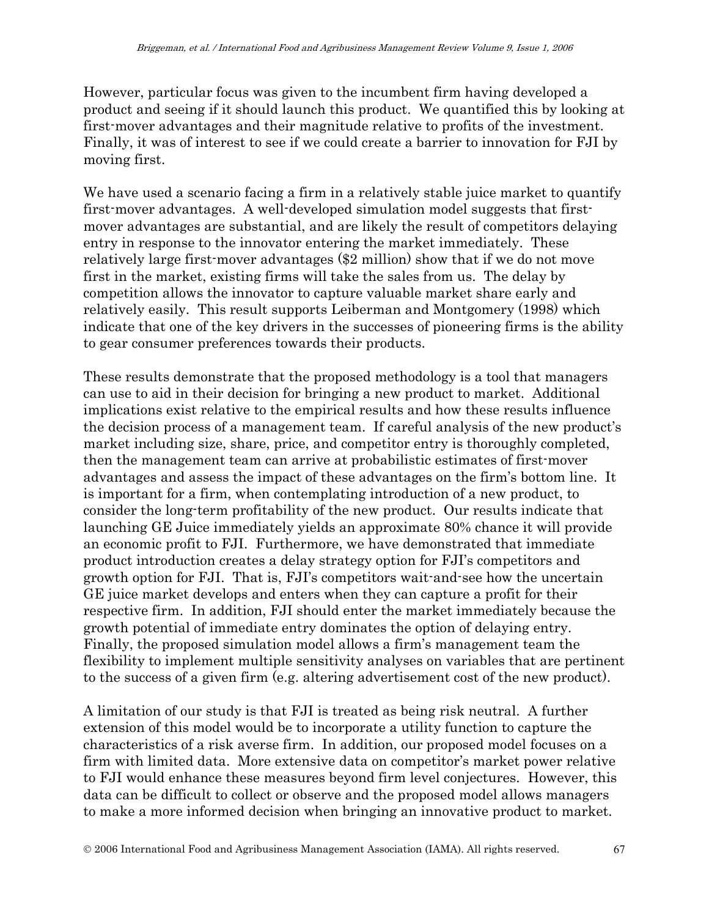However, particular focus was given to the incumbent firm having developed a product and seeing if it should launch this product. We quantified this by looking at first-mover advantages and their magnitude relative to profits of the investment. Finally, it was of interest to see if we could create a barrier to innovation for FJI by moving first.

We have used a scenario facing a firm in a relatively stable juice market to quantify first-mover advantages. A well-developed simulation model suggests that first-mover advantages are substantial, and are likely the result of competitors delaying entry in response to the innovator entering the market immediately. These relatively large first-mover advantages ($2 million) show that if we do not move first in the market, existing firms will take the sales from us. The delay by competition allows the innovator to capture valuable market share early and relatively easily. This result supports Leiberman and Montgomery (1998) which indicate that one of the key drivers in the successes of pioneering firms is the ability to gear consumer preferences towards their products.

These results demonstrate that the proposed methodology is a tool that managers can use to aid in their decision for bringing a new product to market. Additional implications exist relative to the empirical results and how these results influence the decision process of a management team. If careful analysis of the new product's market including size, share, price, and competitor entry is thoroughly completed, then the management team can arrive at probabilistic estimates of first-mover advantages and assess the impact of these advantages on the firm's bottom line. It is important for a firm, when contemplating introduction of a new product, to consider the long-term profitability of the new product. Our results indicate that launching GE Juice immediately yields an approximate 80% chance it will provide an economic profit to FJI. Furthermore, we have demonstrated that immediate product introduction creates a delay strategy option for FJI's competitors and growth option for FJI. That is, FJI's competitors wait-and-see how the uncertain GE juice market develops and enters when they can capture a profit for their respective firm. In addition, FJI should enter the market immediately because the growth potential of immediate entry dominates the option of delaying entry. Finally, the proposed simulation model allows a firm's management team the flexibility to implement multiple sensitivity analyses on variables that are pertinent to the success of a given firm (e.g. altering advertisement cost of the new product).

A limitation of our study is that FJI is treated as being risk neutral. A further extension of this model would be to incorporate a utility function to capture the characteristics of a risk averse firm. In addition, our proposed model focuses on a firm with limited data. More extensive data on competitor's market power relative to FJI would enhance these measures beyond firm level conjectures. However, this data can be difficult to collect or observe and the proposed model allows managers to make a more informed decision when bringing an innovative product to market.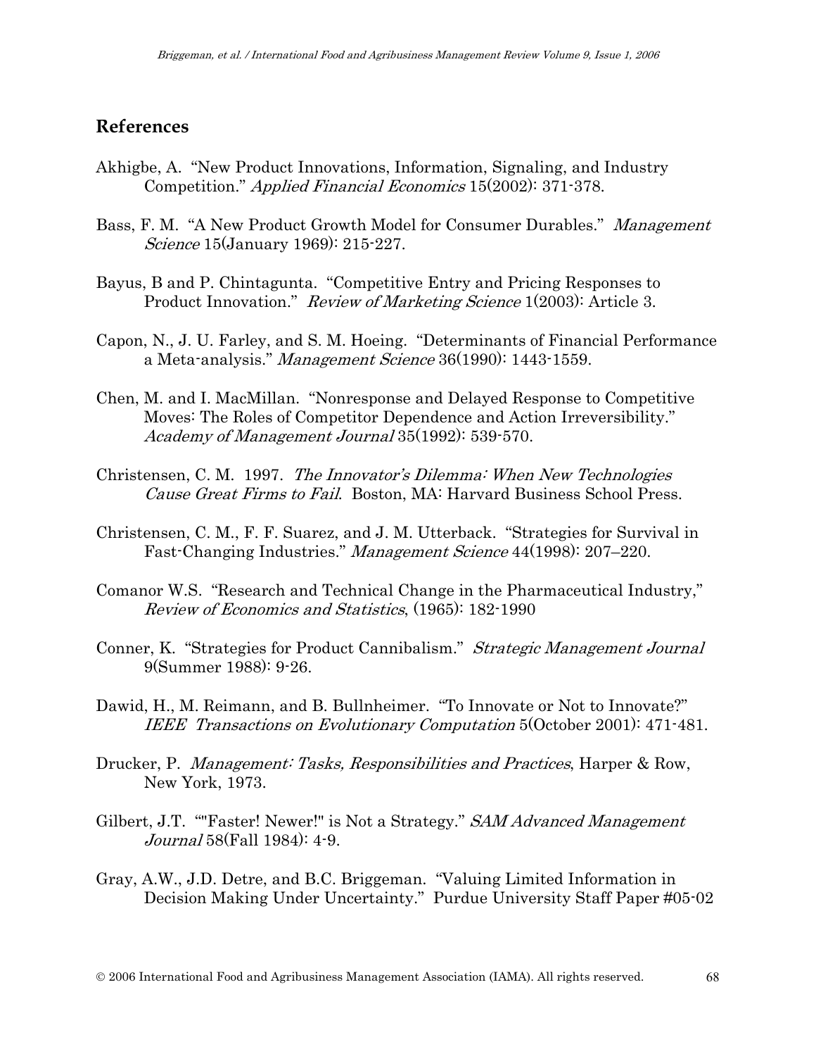## References

Akhigbe, A. "New Product Innovations, Information, Signaling, and Industry Competition." *Applied Financial Economics* 15(2002): 371-378.

Bass, F. M. "A New Product Growth Model for Consumer Durables." *Management Science* 15(January 1969): 215-227.

Bayus, B and P. Chintagunta. "Competitive Entry and Pricing Responses to Product Innovation." *Review of Marketing Science* 1(2003): Article 3.

Capon, N., J. U. Farley, and S. M. Hoeing. "Determinants of Financial Performance a Meta-analysis." *Management Science* 36(1990): 1443-1559.

Chen, M. and I. MacMillan. "Nonresponse and Delayed Response to Competitive Moves: The Roles of Competitor Dependence and Action Irreversibility." *Academy of Management Journal* 35(1992): 539-570.

Christensen, C. M. 1997. *The Innovator's Dilemma: When New Technologies Cause Great Firms to Fail*. Boston, MA: Harvard Business School Press.

Christensen, C. M., F. F. Suarez, and J. M. Utterback. "Strategies for Survival in Fast-Changing Industries." *Management Science* 44(1998): 207–220.

Comanor W.S. "Research and Technical Change in the Pharmaceutical Industry," *Review of Economics and Statistics*, (1965): 182-1990

Conner, K. "Strategies for Product Cannibalism." *Strategic Management Journal* 9(Summer 1988): 9-26.

Dawid, H., M. Reimann, and B. Bullnheimer. "To Innovate or Not to Innovate?" *IEEE Transactions on Evolutionary Computation* 5(October 2001): 471-481.

Drucker, P. *Management: Tasks, Responsibilities and Practices*, Harper & Row, New York, 1973.

Gilbert, J.T. ""Faster! Newer!" is Not a Strategy." *SAM Advanced Management Journal* 58(Fall 1984): 4-9.

Gray, A.W., J.D. Detre, and B.C. Briggeman. "Valuing Limited Information in Decision Making Under Uncertainty." Purdue University Staff Paper #05-02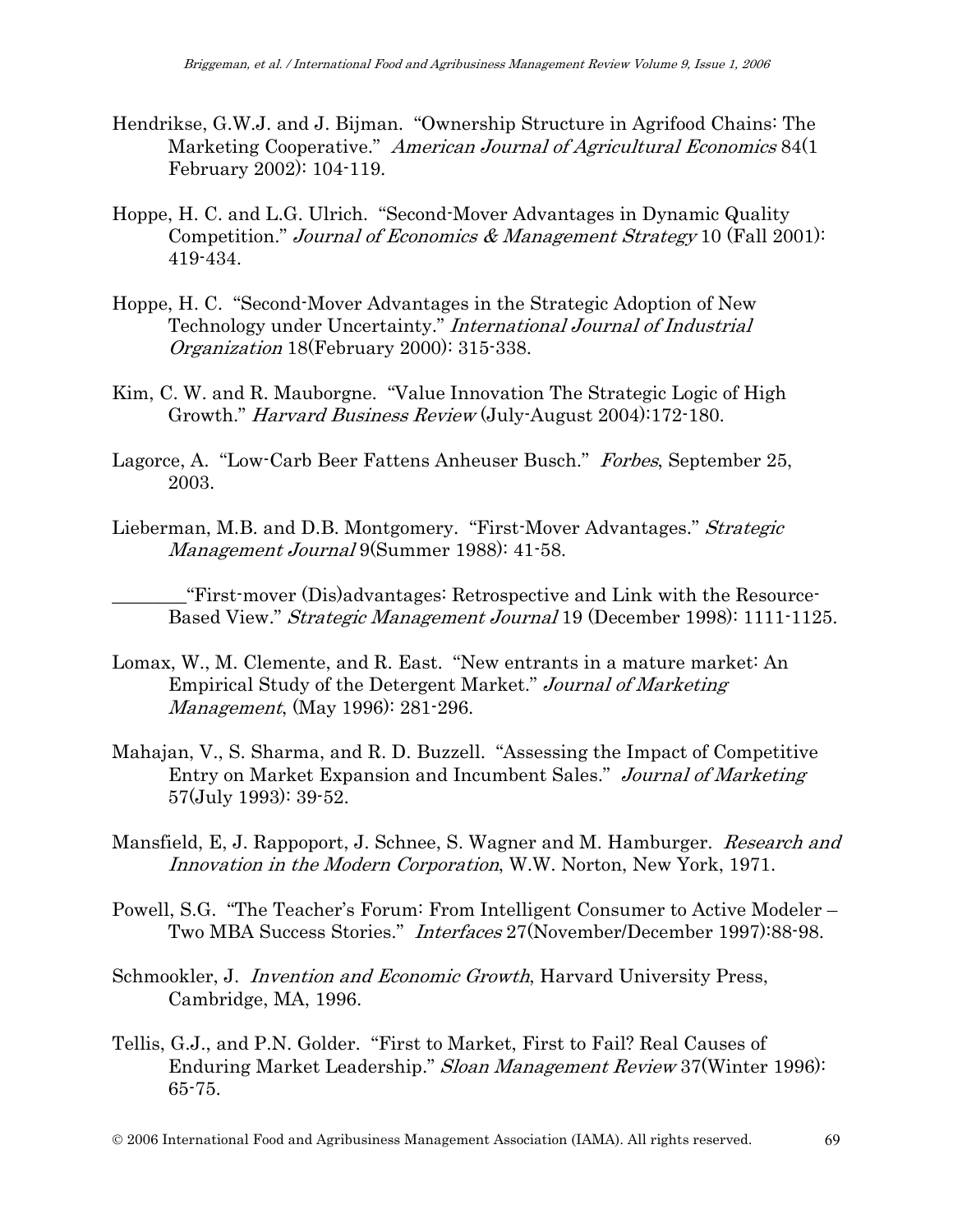Hendrikse, G.W.J. and J. Bijman. "Ownership Structure in Agrifood Chains: The Marketing Cooperative." *American Journal of Agricultural Economics* 84(1 February 2002): 104-119.

Hoppe, H. C. and L.G. Ulrich. "Second-Mover Advantages in Dynamic Quality Competition." *Journal of Economics & Management Strategy* 10 (Fall 2001): 419-434.

Hoppe, H. C. "Second-Mover Advantages in the Strategic Adoption of New Technology under Uncertainty." *International Journal of Industrial Organization* 18(February 2000): 315-338.

Kim, C. W. and R. Mauborgne. "Value Innovation The Strategic Logic of High Growth." *Harvard Business Review* (July-August 2004):172-180.

Lagorce, A. "Low-Carb Beer Fattens Anheuser Busch." *Forbes*, September 25, 2003.

Lieberman, M.B. and D.B. Montgomery. "First-Mover Advantages." *Strategic Management Journal* 9(Summer 1988): 41-58.

________"First-mover (Dis)advantages: Retrospective and Link with the Resource-Based View." *Strategic Management Journal* 19 (December 1998): 1111-1125.

Lomax, W., M. Clemente, and R. East. "New entrants in a mature market: An Empirical Study of the Detergent Market." *Journal of Marketing Management*, (May 1996): 281-296.

Mahajan, V., S. Sharma, and R. D. Buzzell. "Assessing the Impact of Competitive Entry on Market Expansion and Incumbent Sales." *Journal of Marketing* 57(July 1993): 39-52.

Mansfield, E, J. Rappoport, J. Schnee, S. Wagner and M. Hamburger. *Research and Innovation in the Modern Corporation*, W.W. Norton, New York, 1971.

Powell, S.G. "The Teacher's Forum: From Intelligent Consumer to Active Modeler – Two MBA Success Stories." *Interfaces* 27(November/December 1997):88-98.

Schmookler, J. *Invention and Economic Growth*, Harvard University Press, Cambridge, MA, 1996.

Tellis, G.J., and P.N. Golder. "First to Market, First to Fail? Real Causes of Enduring Market Leadership." *Sloan Management Review* 37(Winter 1996): 65-75.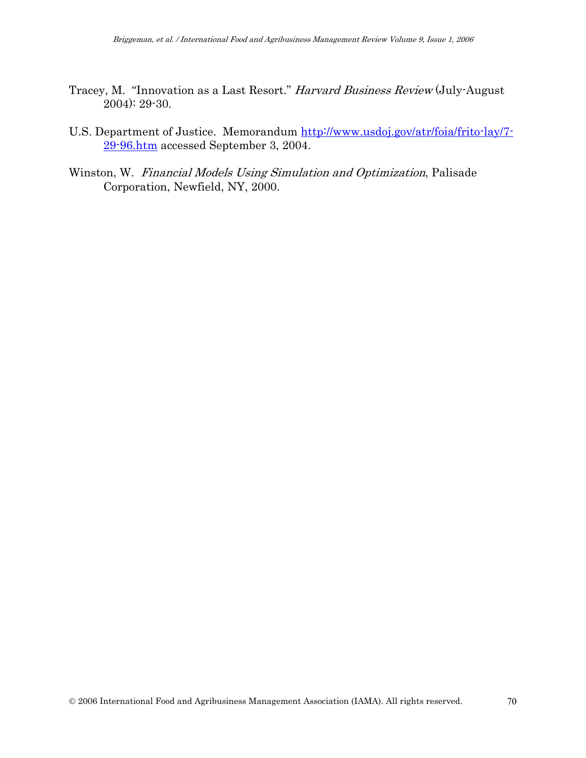Tracey, M. "Innovation as a Last Resort." *Harvard Business Review* (July-August 2004): 29-30.

U.S. Department of Justice. Memorandum [http://www.usdoj.gov/atr/foia/frito-lay/7-29-96.htm](http://www.usdoj.gov/atr/foia/frito-lay/7-29-96.htm) accessed September 3, 2004.

Winston, W. *Financial Models Using Simulation and Optimization*, Palisade Corporation, Newfield, NY, 2000.